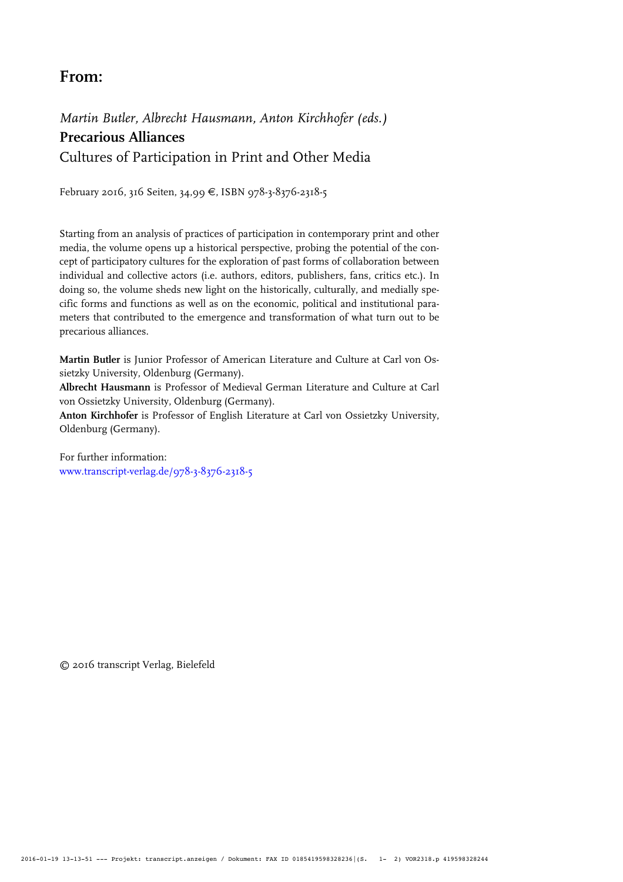# From:

*Martin Butler, Albrecht Hausmann, Anton Kirchhofer (eds.)*

**Precarious Alliances**

Cultures of Participation in Print and Other Media

February 2016, 316 Seiten, 34,99 €, ISBN 978-3-8376-2318-5

Starting from an analysis of practices of participation in contemporary print and other media, the volume opens up a historical perspective, probing the potential of the concept of participatory cultures for the exploration of past forms of collaboration between individual and collective actors (i.e. authors, editors, publishers, fans, critics etc.). In doing so, the volume sheds new light on the historically, culturally, and medially specific forms and functions as well as on the economic, political and institutional parameters that contributed to the emergence and transformation of what turn out to be precarious alliances.

**Martin Butler** is Junior Professor of American Literature and Culture at Carl von Ossietzky University, Oldenburg (Germany).

**Albrecht Hausmann** is Professor of Medieval German Literature and Culture at Carl von Ossietzky University, Oldenburg (Germany).

**Anton Kirchhofer** is Professor of English Literature at Carl von Ossietzky University, Oldenburg (Germany).

For further information:
www.transcript-verlag.de/978-3-8376-2318-5

© 2016 transcript Verlag, Bielefeld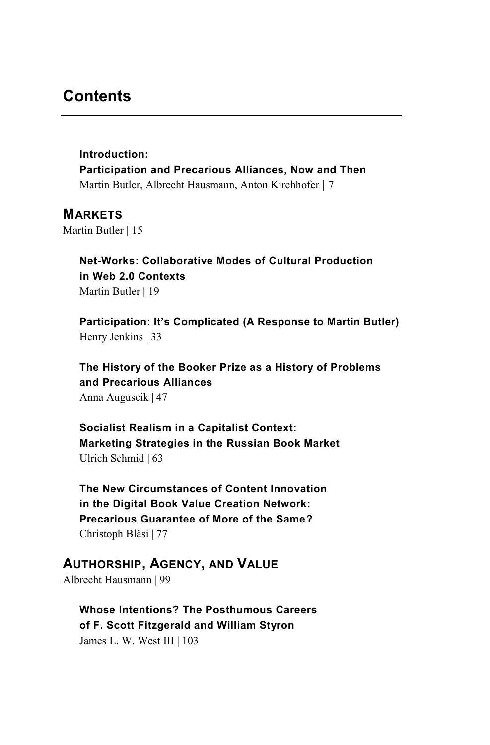# Contents

**Introduction:**
**Participation and Precarious Alliances, Now and Then**
Martin Butler, Albrecht Hausmann, Anton Kirchhofer | 7

## MARKETS

Martin Butler | 15

**Net-Works: Collaborative Modes of Cultural Production in Web 2.0 Contexts**
Martin Butler | 19

**Participation: It's Complicated (A Response to Martin Butler)**
Henry Jenkins | 33

**The History of the Booker Prize as a History of Problems and Precarious Alliances**
Anna Auguscik | 47

**Socialist Realism in a Capitalist Context: Marketing Strategies in the Russian Book Market**
Ulrich Schmid | 63

**The New Circumstances of Content Innovation in the Digital Book Value Creation Network: Precarious Guarantee of More of the Same?**
Christoph Bläsi | 77

## AUTHORSHIP, AGENCY, AND VALUE

Albrecht Hausmann | 99

**Whose Intentions? The Posthumous Careers of F. Scott Fitzgerald and William Styron**
James L. W. West III | 103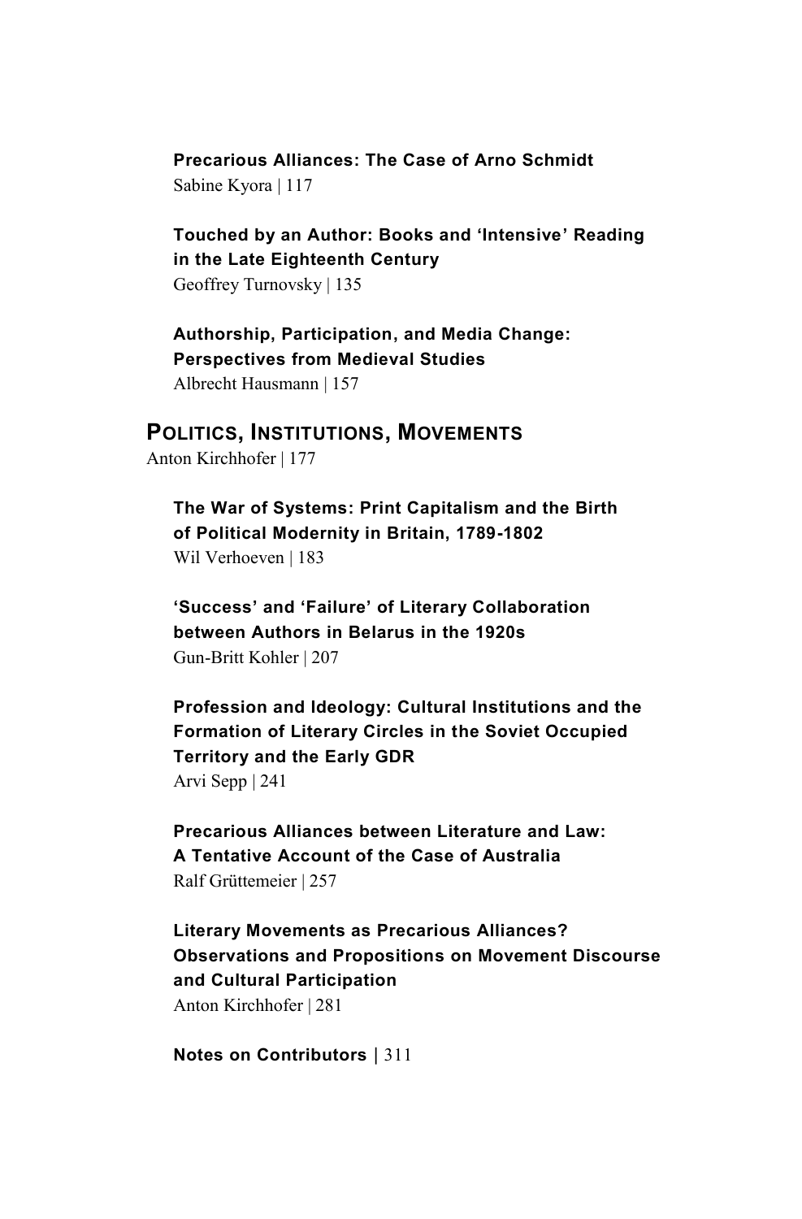**Precarious Alliances: The Case of Arno Schmidt**
Sabine Kyora | 117

**Touched by an Author: Books and 'Intensive' Reading in the Late Eighteenth Century**
Geoffrey Turnovsky | 135

**Authorship, Participation, and Media Change: Perspectives from Medieval Studies**
Albrecht Hausmann | 157

## POLITICS, INSTITUTIONS, MOVEMENTS

Anton Kirchhofer | 177

**The War of Systems: Print Capitalism and the Birth of Political Modernity in Britain, 1789-1802**
Wil Verhoeven | 183

**'Success' and 'Failure' of Literary Collaboration between Authors in Belarus in the 1920s**
Gun-Britt Kohler | 207

**Profession and Ideology: Cultural Institutions and the Formation of Literary Circles in the Soviet Occupied Territory and the Early GDR**
Arvi Sepp | 241

**Precarious Alliances between Literature and Law: A Tentative Account of the Case of Australia**
Ralf Grüttemeier | 257

**Literary Movements as Precarious Alliances? Observations and Propositions on Movement Discourse and Cultural Participation**
Anton Kirchhofer | 281

**Notes on Contributors |** 311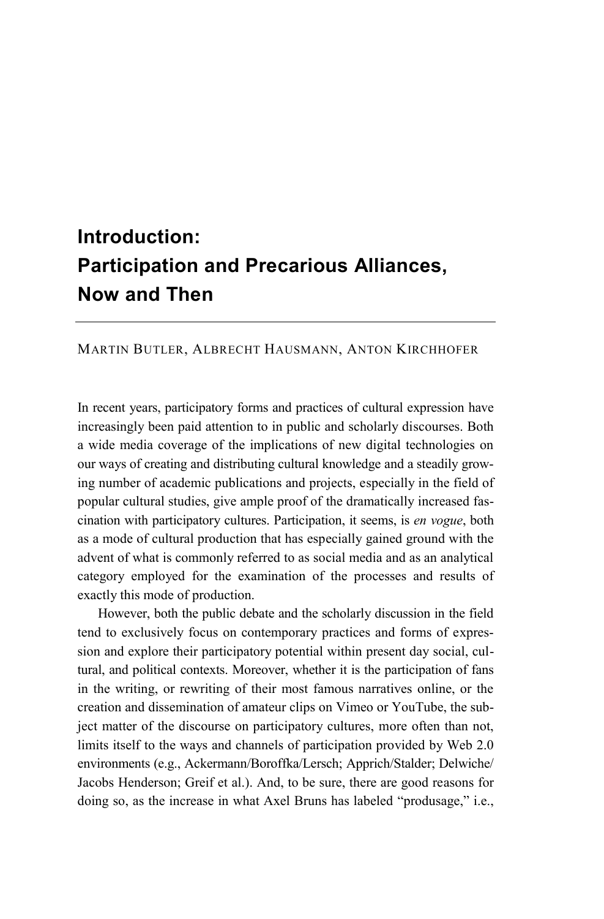# Introduction: Participation and Precarious Alliances, Now and Then

MARTIN BUTLER, ALBRECHT HAUSMANN, ANTON KIRCHHOFER

In recent years, participatory forms and practices of cultural expression have increasingly been paid attention to in public and scholarly discourses. Both a wide media coverage of the implications of new digital technologies on our ways of creating and distributing cultural knowledge and a steadily growing number of academic publications and projects, especially in the field of popular cultural studies, give ample proof of the dramatically increased fascination with participatory cultures. Participation, it seems, is *en vogue*, both as a mode of cultural production that has especially gained ground with the advent of what is commonly referred to as social media and as an analytical category employed for the examination of the processes and results of exactly this mode of production.

However, both the public debate and the scholarly discussion in the field tend to exclusively focus on contemporary practices and forms of expression and explore their participatory potential within present day social, cultural, and political contexts. Moreover, whether it is the participation of fans in the writing, or rewriting of their most famous narratives online, or the creation and dissemination of amateur clips on Vimeo or YouTube, the subject matter of the discourse on participatory cultures, more often than not, limits itself to the ways and channels of participation provided by Web 2.0 environments (e.g., Ackermann/Boroffka/Lersch; Apprich/Stalder; Delwiche/Jacobs Henderson; Greif et al.). And, to be sure, there are good reasons for doing so, as the increase in what Axel Bruns has labeled "produsage," i.e.,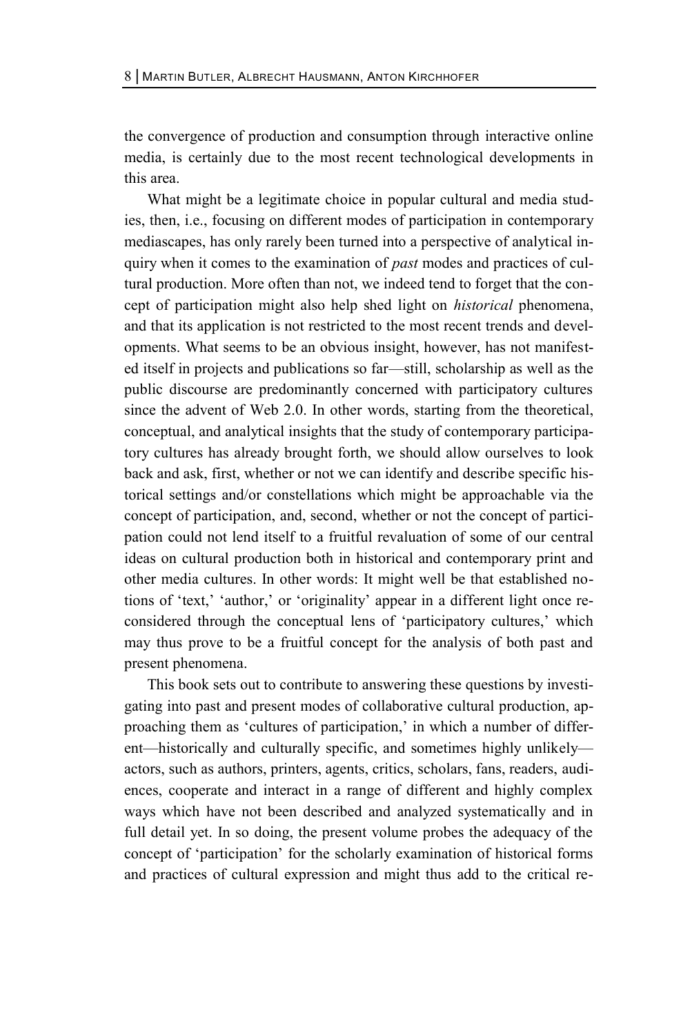the convergence of production and consumption through interactive online media, is certainly due to the most recent technological developments in this area.

What might be a legitimate choice in popular cultural and media studies, then, i.e., focusing on different modes of participation in contemporary mediascapes, has only rarely been turned into a perspective of analytical inquiry when it comes to the examination of *past* modes and practices of cultural production. More often than not, we indeed tend to forget that the concept of participation might also help shed light on *historical* phenomena, and that its application is not restricted to the most recent trends and developments. What seems to be an obvious insight, however, has not manifested itself in projects and publications so far—still, scholarship as well as the public discourse are predominantly concerned with participatory cultures since the advent of Web 2.0. In other words, starting from the theoretical, conceptual, and analytical insights that the study of contemporary participatory cultures has already brought forth, we should allow ourselves to look back and ask, first, whether or not we can identify and describe specific historical settings and/or constellations which might be approachable via the concept of participation, and, second, whether or not the concept of participation could not lend itself to a fruitful revaluation of some of our central ideas on cultural production both in historical and contemporary print and other media cultures. In other words: It might well be that established notions of 'text,' 'author,' or 'originality' appear in a different light once reconsidered through the conceptual lens of 'participatory cultures,' which may thus prove to be a fruitful concept for the analysis of both past and present phenomena.

This book sets out to contribute to answering these questions by investigating into past and present modes of collaborative cultural production, approaching them as 'cultures of participation,' in which a number of different—historically and culturally specific, and sometimes highly unlikely—actors, such as authors, printers, agents, critics, scholars, fans, readers, audiences, cooperate and interact in a range of different and highly complex ways which have not been described and analyzed systematically and in full detail yet. In so doing, the present volume probes the adequacy of the concept of 'participation' for the scholarly examination of historical forms and practices of cultural expression and might thus add to the critical re-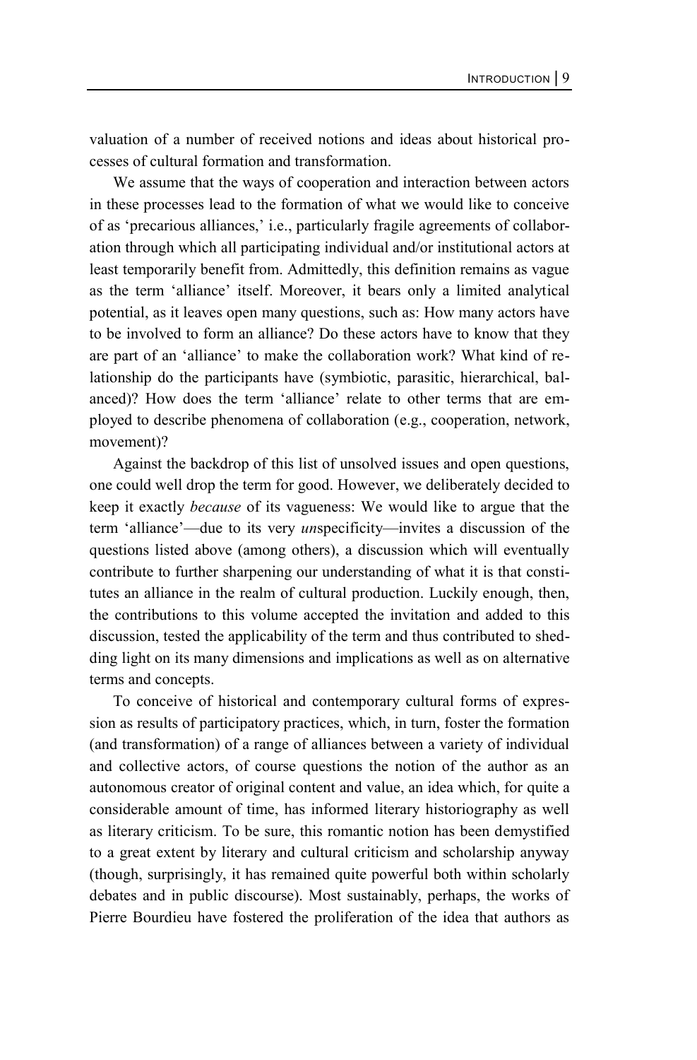valuation of a number of received notions and ideas about historical processes of cultural formation and transformation.

We assume that the ways of cooperation and interaction between actors in these processes lead to the formation of what we would like to conceive of as 'precarious alliances,' i.e., particularly fragile agreements of collaboration through which all participating individual and/or institutional actors at least temporarily benefit from. Admittedly, this definition remains as vague as the term 'alliance' itself. Moreover, it bears only a limited analytical potential, as it leaves open many questions, such as: How many actors have to be involved to form an alliance? Do these actors have to know that they are part of an 'alliance' to make the collaboration work? What kind of relationship do the participants have (symbiotic, parasitic, hierarchical, balanced)? How does the term 'alliance' relate to other terms that are employed to describe phenomena of collaboration (e.g., cooperation, network, movement)?

Against the backdrop of this list of unsolved issues and open questions, one could well drop the term for good. However, we deliberately decided to keep it exactly *because* of its vagueness: We would like to argue that the term 'alliance'—due to its very *un*specificity—invites a discussion of the questions listed above (among others), a discussion which will eventually contribute to further sharpening our understanding of what it is that constitutes an alliance in the realm of cultural production. Luckily enough, then, the contributions to this volume accepted the invitation and added to this discussion, tested the applicability of the term and thus contributed to shedding light on its many dimensions and implications as well as on alternative terms and concepts.

To conceive of historical and contemporary cultural forms of expression as results of participatory practices, which, in turn, foster the formation (and transformation) of a range of alliances between a variety of individual and collective actors, of course questions the notion of the author as an autonomous creator of original content and value, an idea which, for quite a considerable amount of time, has informed literary historiography as well as literary criticism. To be sure, this romantic notion has been demystified to a great extent by literary and cultural criticism and scholarship anyway (though, surprisingly, it has remained quite powerful both within scholarly debates and in public discourse). Most sustainably, perhaps, the works of Pierre Bourdieu have fostered the proliferation of the idea that authors as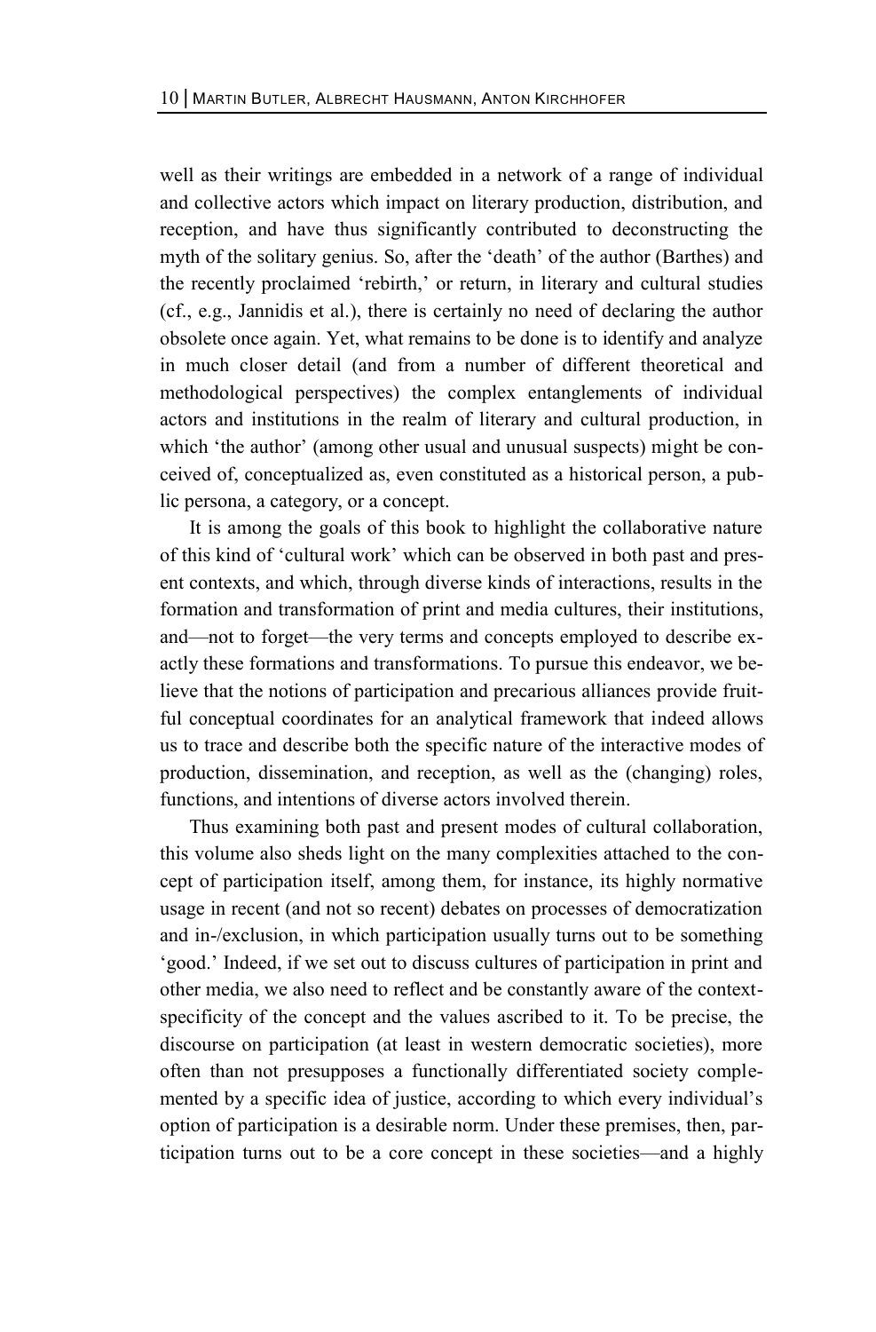well as their writings are embedded in a network of a range of individual and collective actors which impact on literary production, distribution, and reception, and have thus significantly contributed to deconstructing the myth of the solitary genius. So, after the 'death' of the author (Barthes) and the recently proclaimed 'rebirth,' or return, in literary and cultural studies (cf., e.g., Jannidis et al.), there is certainly no need of declaring the author obsolete once again. Yet, what remains to be done is to identify and analyze in much closer detail (and from a number of different theoretical and methodological perspectives) the complex entanglements of individual actors and institutions in the realm of literary and cultural production, in which 'the author' (among other usual and unusual suspects) might be conceived of, conceptualized as, even constituted as a historical person, a public persona, a category, or a concept.

It is among the goals of this book to highlight the collaborative nature of this kind of 'cultural work' which can be observed in both past and present contexts, and which, through diverse kinds of interactions, results in the formation and transformation of print and media cultures, their institutions, and—not to forget—the very terms and concepts employed to describe exactly these formations and transformations. To pursue this endeavor, we believe that the notions of participation and precarious alliances provide fruitful conceptual coordinates for an analytical framework that indeed allows us to trace and describe both the specific nature of the interactive modes of production, dissemination, and reception, as well as the (changing) roles, functions, and intentions of diverse actors involved therein.

Thus examining both past and present modes of cultural collaboration, this volume also sheds light on the many complexities attached to the concept of participation itself, among them, for instance, its highly normative usage in recent (and not so recent) debates on processes of democratization and in-/exclusion, in which participation usually turns out to be something 'good.' Indeed, if we set out to discuss cultures of participation in print and other media, we also need to reflect and be constantly aware of the context-specificity of the concept and the values ascribed to it. To be precise, the discourse on participation (at least in western democratic societies), more often than not presupposes a functionally differentiated society complemented by a specific idea of justice, according to which every individual's option of participation is a desirable norm. Under these premises, then, participation turns out to be a core concept in these societies—and a highly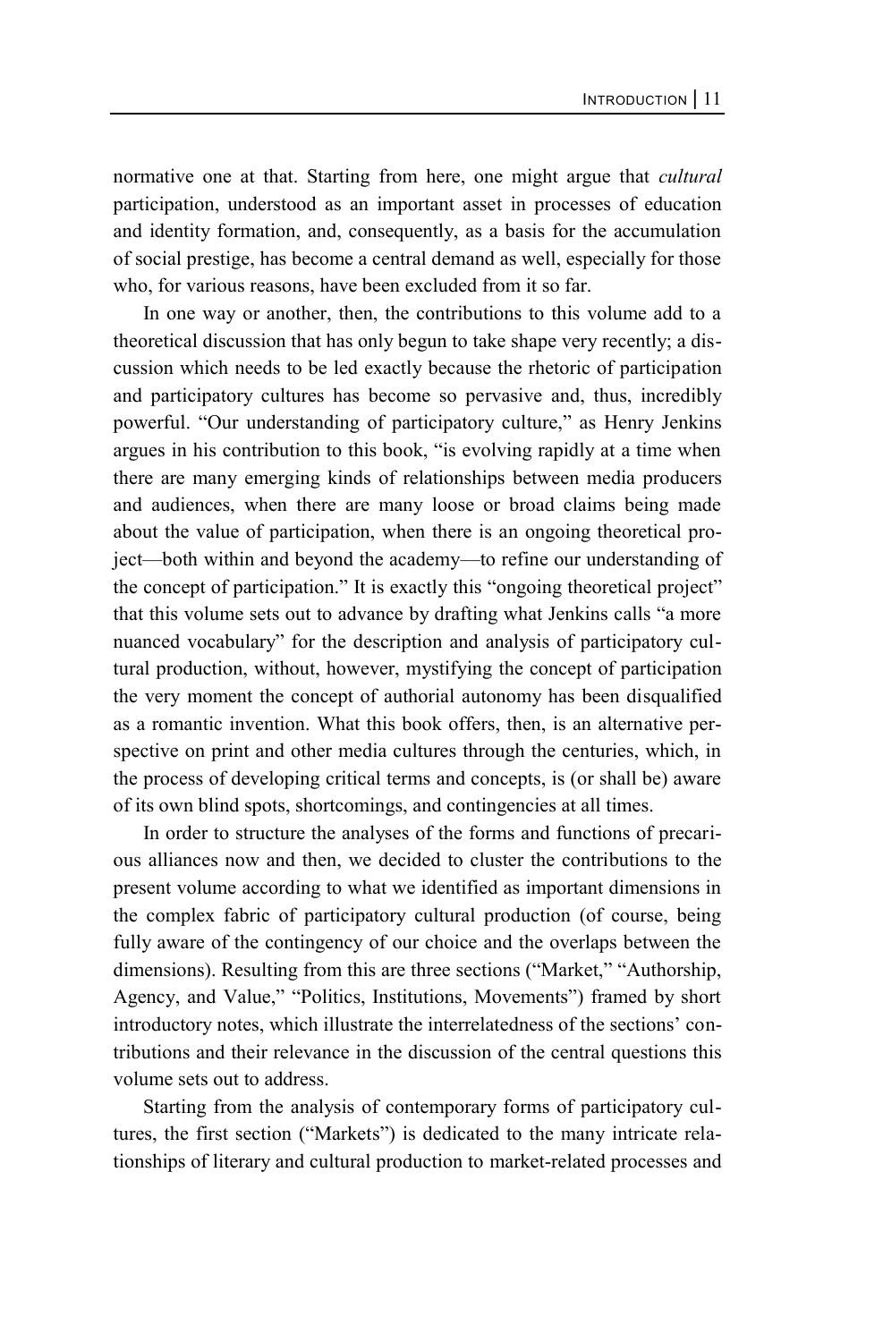normative one at that. Starting from here, one might argue that *cultural* participation, understood as an important asset in processes of education and identity formation, and, consequently, as a basis for the accumulation of social prestige, has become a central demand as well, especially for those who, for various reasons, have been excluded from it so far.

In one way or another, then, the contributions to this volume add to a theoretical discussion that has only begun to take shape very recently; a discussion which needs to be led exactly because the rhetoric of participation and participatory cultures has become so pervasive and, thus, incredibly powerful. "Our understanding of participatory culture," as Henry Jenkins argues in his contribution to this book, "is evolving rapidly at a time when there are many emerging kinds of relationships between media producers and audiences, when there are many loose or broad claims being made about the value of participation, when there is an ongoing theoretical project—both within and beyond the academy—to refine our understanding of the concept of participation." It is exactly this "ongoing theoretical project" that this volume sets out to advance by drafting what Jenkins calls "a more nuanced vocabulary" for the description and analysis of participatory cultural production, without, however, mystifying the concept of participation the very moment the concept of authorial autonomy has been disqualified as a romantic invention. What this book offers, then, is an alternative perspective on print and other media cultures through the centuries, which, in the process of developing critical terms and concepts, is (or shall be) aware of its own blind spots, shortcomings, and contingencies at all times.

In order to structure the analyses of the forms and functions of precarious alliances now and then, we decided to cluster the contributions to the present volume according to what we identified as important dimensions in the complex fabric of participatory cultural production (of course, being fully aware of the contingency of our choice and the overlaps between the dimensions). Resulting from this are three sections ("Market," "Authorship, Agency, and Value," "Politics, Institutions, Movements") framed by short introductory notes, which illustrate the interrelatedness of the sections' contributions and their relevance in the discussion of the central questions this volume sets out to address.

Starting from the analysis of contemporary forms of participatory cultures, the first section ("Markets") is dedicated to the many intricate relationships of literary and cultural production to market-related processes and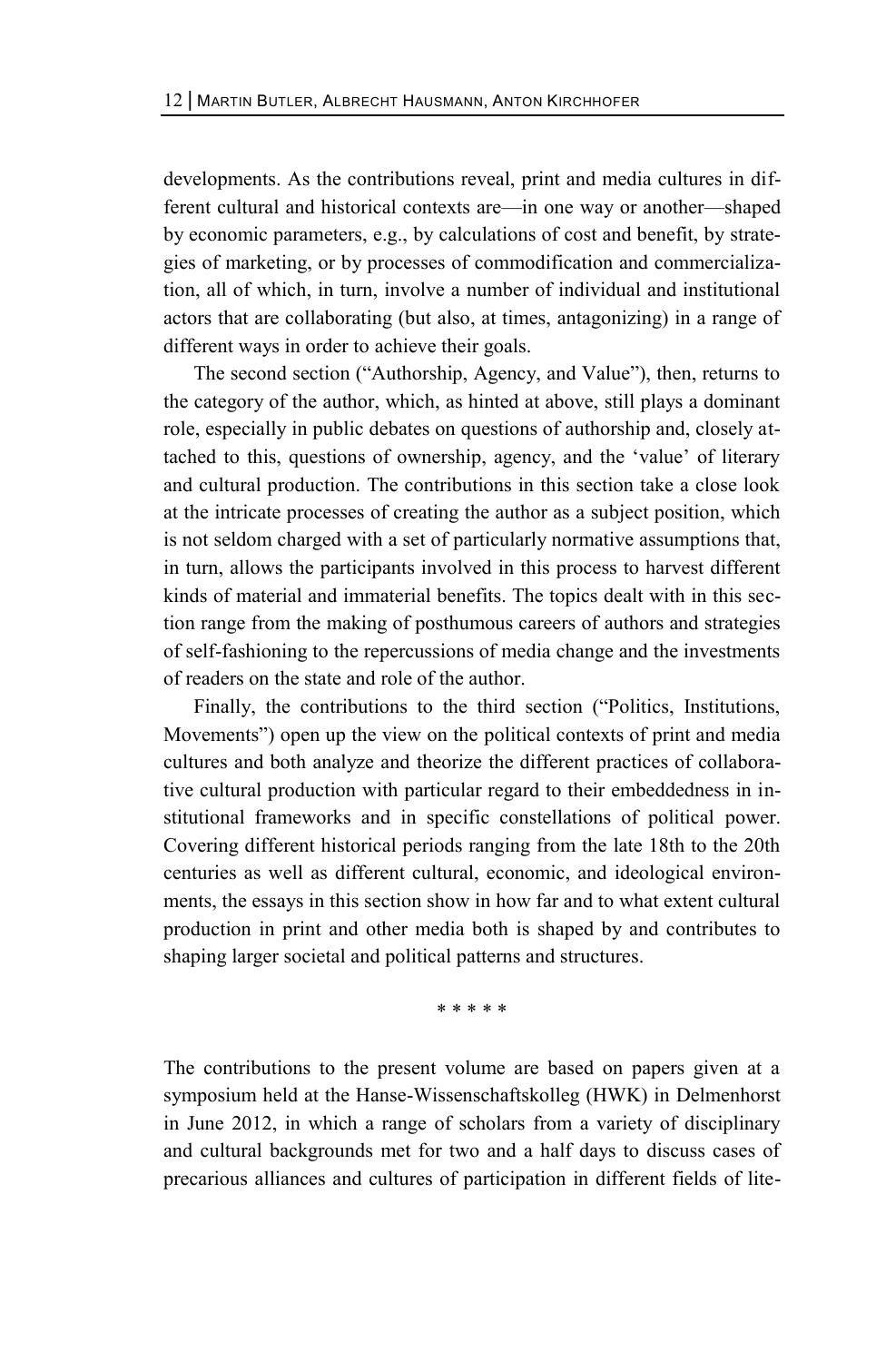developments. As the contributions reveal, print and media cultures in different cultural and historical contexts are—in one way or another—shaped by economic parameters, e.g., by calculations of cost and benefit, by strategies of marketing, or by processes of commodification and commercialization, all of which, in turn, involve a number of individual and institutional actors that are collaborating (but also, at times, antagonizing) in a range of different ways in order to achieve their goals.

The second section ("Authorship, Agency, and Value"), then, returns to the category of the author, which, as hinted at above, still plays a dominant role, especially in public debates on questions of authorship and, closely attached to this, questions of ownership, agency, and the 'value' of literary and cultural production. The contributions in this section take a close look at the intricate processes of creating the author as a subject position, which is not seldom charged with a set of particularly normative assumptions that, in turn, allows the participants involved in this process to harvest different kinds of material and immaterial benefits. The topics dealt with in this section range from the making of posthumous careers of authors and strategies of self-fashioning to the repercussions of media change and the investments of readers on the state and role of the author.

Finally, the contributions to the third section ("Politics, Institutions, Movements") open up the view on the political contexts of print and media cultures and both analyze and theorize the different practices of collaborative cultural production with particular regard to their embeddedness in institutional frameworks and in specific constellations of political power. Covering different historical periods ranging from the late 18th to the 20th centuries as well as different cultural, economic, and ideological environments, the essays in this section show in how far and to what extent cultural production in print and other media both is shaped by and contributes to shaping larger societal and political patterns and structures.

\* \* \* \* \*

The contributions to the present volume are based on papers given at a symposium held at the Hanse-Wissenschaftskolleg (HWK) in Delmenhorst in June 2012, in which a range of scholars from a variety of disciplinary and cultural backgrounds met for two and a half days to discuss cases of precarious alliances and cultures of participation in different fields of lite-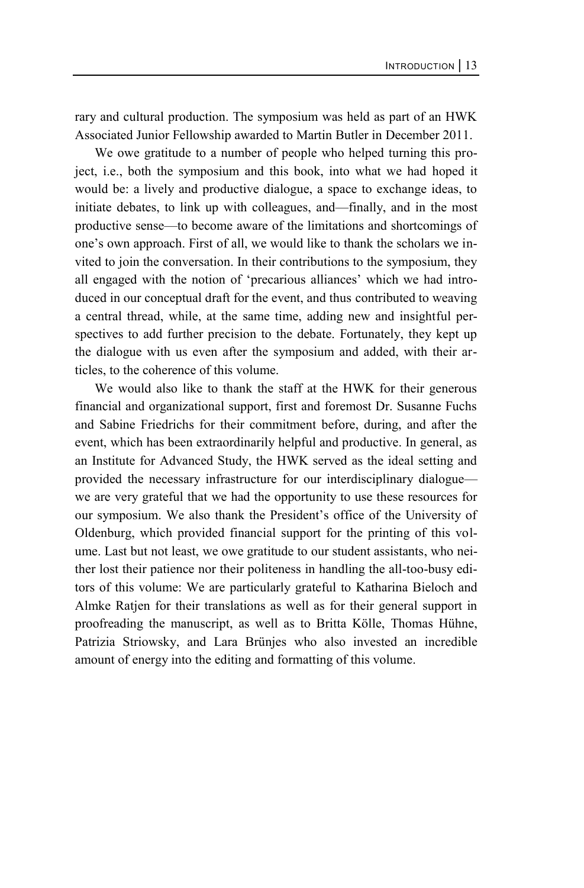rary and cultural production. The symposium was held as part of an HWK Associated Junior Fellowship awarded to Martin Butler in December 2011.

We owe gratitude to a number of people who helped turning this project, i.e., both the symposium and this book, into what we had hoped it would be: a lively and productive dialogue, a space to exchange ideas, to initiate debates, to link up with colleagues, and—finally, and in the most productive sense—to become aware of the limitations and shortcomings of one's own approach. First of all, we would like to thank the scholars we invited to join the conversation. In their contributions to the symposium, they all engaged with the notion of 'precarious alliances' which we had introduced in our conceptual draft for the event, and thus contributed to weaving a central thread, while, at the same time, adding new and insightful perspectives to add further precision to the debate. Fortunately, they kept up the dialogue with us even after the symposium and added, with their articles, to the coherence of this volume.

We would also like to thank the staff at the HWK for their generous financial and organizational support, first and foremost Dr. Susanne Fuchs and Sabine Friedrichs for their commitment before, during, and after the event, which has been extraordinarily helpful and productive. In general, as an Institute for Advanced Study, the HWK served as the ideal setting and provided the necessary infrastructure for our interdisciplinary dialogue—we are very grateful that we had the opportunity to use these resources for our symposium. We also thank the President's office of the University of Oldenburg, which provided financial support for the printing of this volume. Last but not least, we owe gratitude to our student assistants, who neither lost their patience nor their politeness in handling the all-too-busy editors of this volume: We are particularly grateful to Katharina Bieloch and Almke Ratjen for their translations as well as for their general support in proofreading the manuscript, as well as to Britta Kölle, Thomas Hühne, Patrizia Striowsky, and Lara Brünjes who also invested an incredible amount of energy into the editing and formatting of this volume.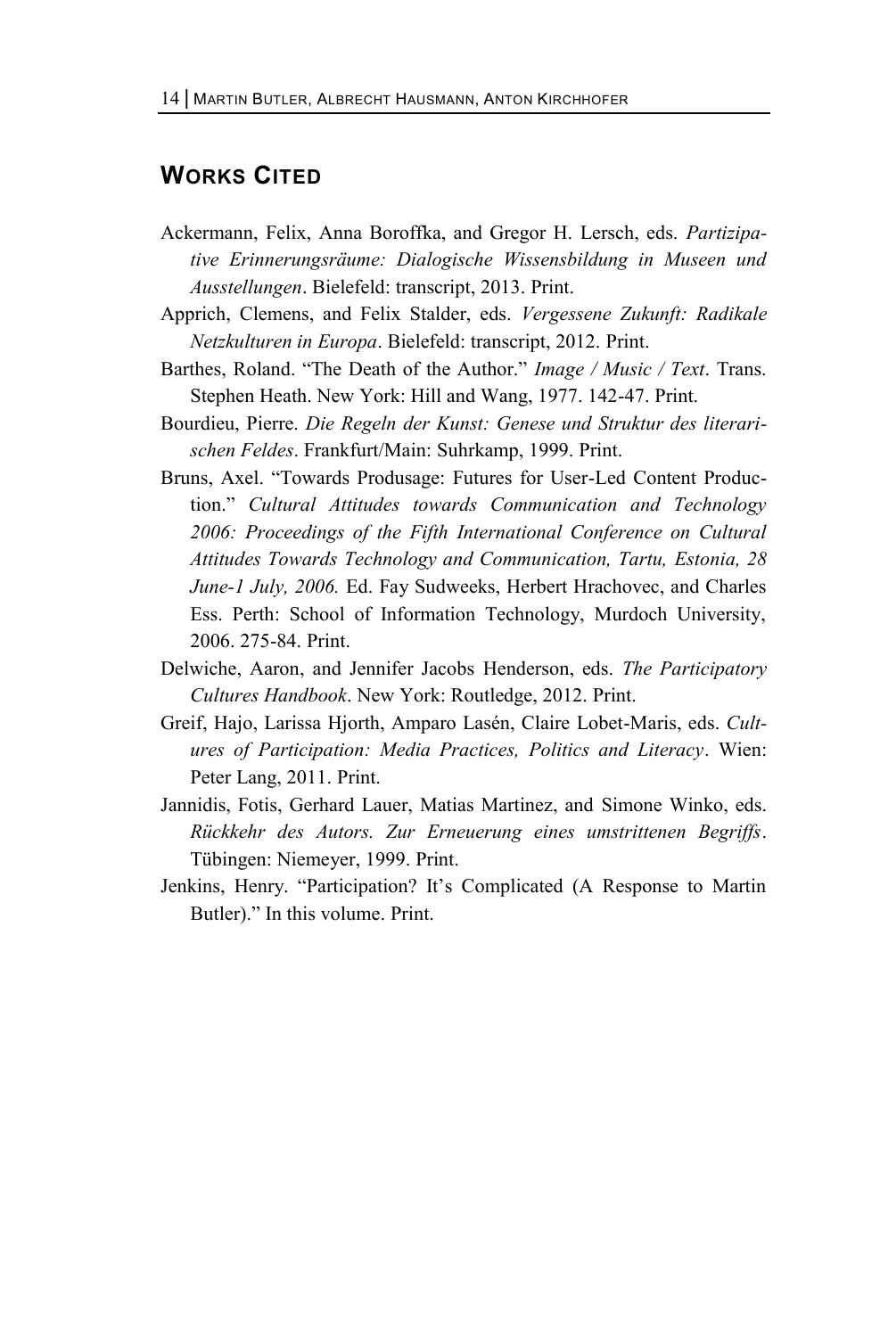## WORKS CITED

Ackermann, Felix, Anna Boroffka, and Gregor H. Lersch, eds. *Partizipative Erinnerungsräume: Dialogische Wissensbildung in Museen und Ausstellungen*. Bielefeld: transcript, 2013. Print.

Apprich, Clemens, and Felix Stalder, eds. *Vergessene Zukunft: Radikale Netzkulturen in Europa*. Bielefeld: transcript, 2012. Print.

Barthes, Roland. "The Death of the Author." *Image / Music / Text*. Trans. Stephen Heath. New York: Hill and Wang, 1977. 142-47. Print.

Bourdieu, Pierre. *Die Regeln der Kunst: Genese und Struktur des literarischen Feldes*. Frankfurt/Main: Suhrkamp, 1999. Print.

Bruns, Axel. "Towards Produsage: Futures for User-Led Content Production." *Cultural Attitudes towards Communication and Technology 2006: Proceedings of the Fifth International Conference on Cultural Attitudes Towards Technology and Communication, Tartu, Estonia, 28 June-1 July, 2006.* Ed. Fay Sudweeks, Herbert Hrachovec, and Charles Ess. Perth: School of Information Technology, Murdoch University, 2006. 275-84. Print.

Delwiche, Aaron, and Jennifer Jacobs Henderson, eds. *The Participatory Cultures Handbook*. New York: Routledge, 2012. Print.

Greif, Hajo, Larissa Hjorth, Amparo Lasén, Claire Lobet-Maris, eds. *Cultures of Participation: Media Practices, Politics and Literacy*. Wien: Peter Lang, 2011. Print.

Jannidis, Fotis, Gerhard Lauer, Matias Martinez, and Simone Winko, eds. *Rückkehr des Autors. Zur Erneuerung eines umstrittenen Begriffs*. Tübingen: Niemeyer, 1999. Print.

Jenkins, Henry. "Participation? It's Complicated (A Response to Martin Butler)." In this volume. Print.